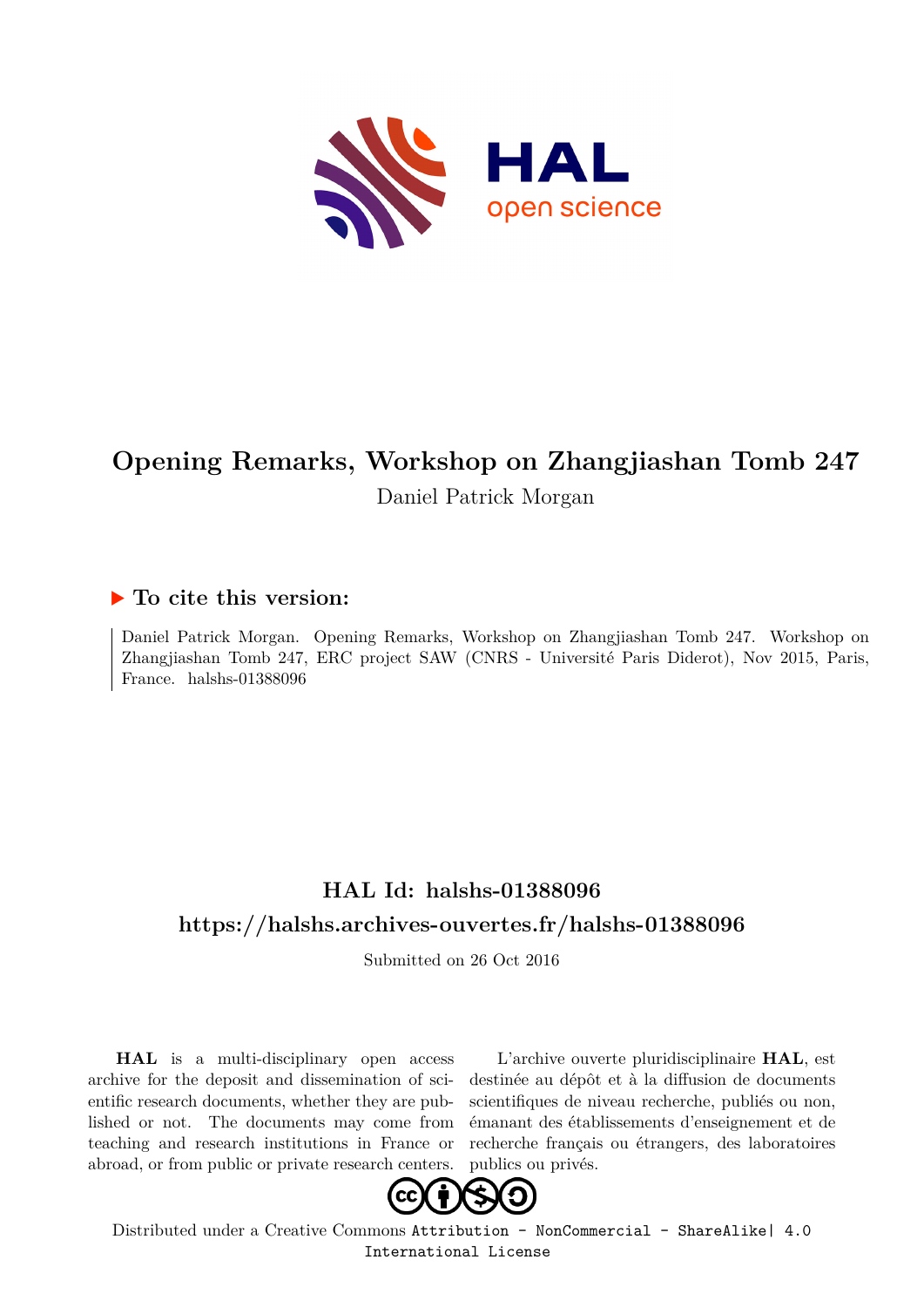# Opening Remarks, Workshop on Zhangjiashan Tomb 247

Daniel Patrick Morgan

## ▶ To cite this version:

Daniel Patrick Morgan. Opening Remarks, Workshop on Zhangjiashan Tomb 247. Workshop on Zhangjiashan Tomb 247, ERC project SAW (CNRS - Université Paris Diderot), Nov 2015, Paris, France. halshs-01388096

## HAL Id: halshs-01388096

## https://halshs.archives-ouvertes.fr/halshs-01388096

Submitted on 26 Oct 2016

**HAL** is a multi-disciplinary open access archive for the deposit and dissemination of scientific research documents, whether they are published or not. The documents may come from teaching and research institutions in France or abroad, or from public or private research centers.

L'archive ouverte pluridisciplinaire **HAL**, est destinée au dépôt et à la diffusion de documents scientifiques de niveau recherche, publiés ou non, émanant des établissements d'enseignement et de recherche français ou étrangers, des laboratoires publics ou privés.

Distributed under a Creative Commons Attribution - NonCommercial - ShareAlike| 4.0 International License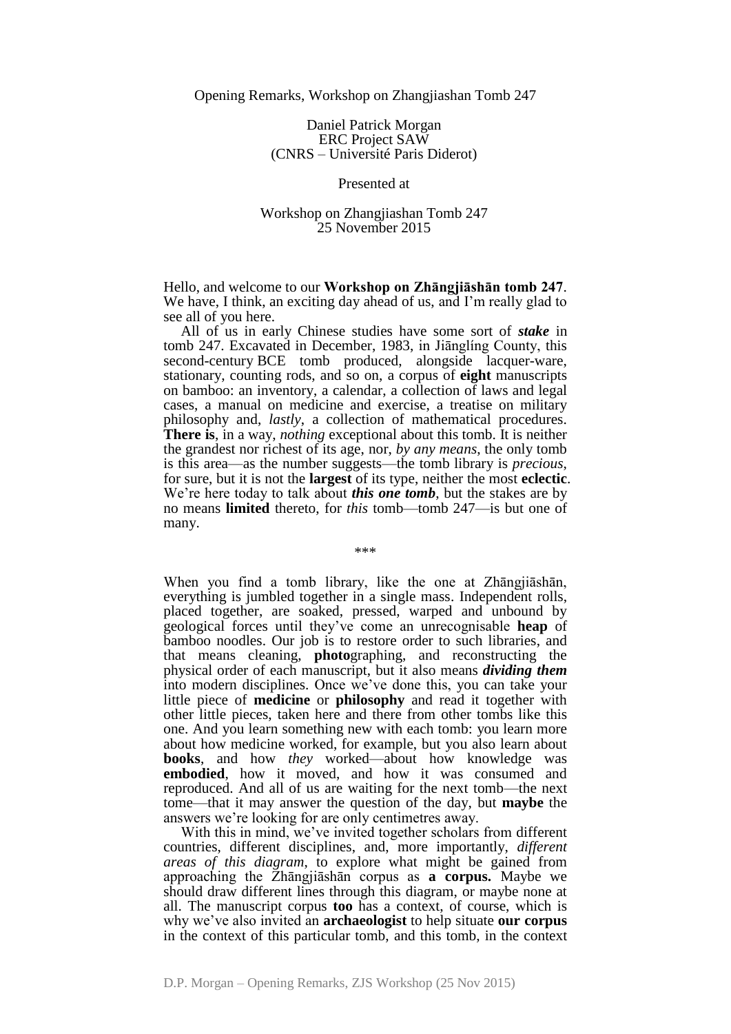Opening Remarks, Workshop on Zhangjiashan Tomb 247

Daniel Patrick Morgan
ERC Project SAW
(CNRS – Université Paris Diderot)

Presented at

Workshop on Zhangjiashan Tomb 247
25 November 2015

Hello, and welcome to our **Workshop on Zhāngjiāshān tomb 247**. We have, I think, an exciting day ahead of us, and I'm really glad to see all of you here.

All of us in early Chinese studies have some sort of ***stake*** in tomb 247. Excavated in December, 1983, in Jiānglíng County, this second-century BCE tomb produced, alongside lacquer-ware, stationary, counting rods, and so on, a corpus of **eight** manuscripts on bamboo: an inventory, a calendar, a collection of laws and legal cases, a manual on medicine and exercise, a treatise on military philosophy and, *lastly*, a collection of mathematical procedures. **There is**, in a way, *nothing* exceptional about this tomb. It is neither the grandest nor richest of its age, nor, *by any means*, the only tomb is this area—as the number suggests—the tomb library is *precious*, for sure, but it is not the **largest** of its type, neither the most **eclectic**. We're here today to talk about ***this one tomb***, but the stakes are by no means **limited** thereto, for *this* tomb—tomb 247—is but one of many.

\*\*\*

When you find a tomb library, like the one at Zhāngjiāshān, everything is jumbled together in a single mass. Independent rolls, placed together, are soaked, pressed, warped and unbound by geological forces until they've come an unrecognisable **heap** of bamboo noodles. Our job is to restore order to such libraries, and that means cleaning, **photo**graphing, and reconstructing the physical order of each manuscript, but it also means ***dividing them*** into modern disciplines. Once we've done this, you can take your little piece of **medicine** or **philosophy** and read it together with other little pieces, taken here and there from other tombs like this one. And you learn something new with each tomb: you learn more about how medicine worked, for example, but you also learn about **books**, and how *they* worked—about how knowledge was **embodied**, how it moved, and how it was consumed and reproduced. And all of us are waiting for the next tomb—the next tome—that it may answer the question of the day, but **maybe** the answers we're looking for are only centimetres away.

With this in mind, we've invited together scholars from different countries, different disciplines, and, more importantly, *different areas of this diagram*, to explore what might be gained from approaching the Zhāngjiāshān corpus as **a corpus.** Maybe we should draw different lines through this diagram, or maybe none at all. The manuscript corpus **too** has a context, of course, which is why we've also invited an **archaeologist** to help situate **our corpus** in the context of this particular tomb, and this tomb, in the context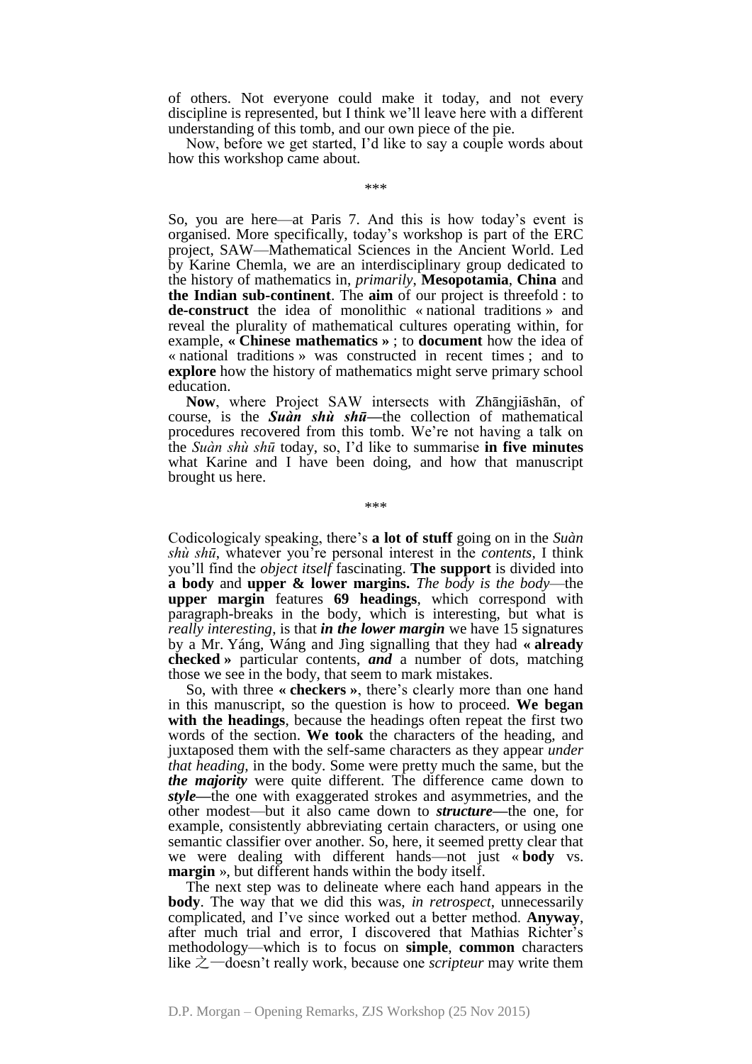of others. Not everyone could make it today, and not every discipline is represented, but I think we'll leave here with a different understanding of this tomb, and our own piece of the pie.

Now, before we get started, I'd like to say a couple words about how this workshop came about.

\*\*\*

So, you are here—at Paris 7. And this is how today's event is organised. More specifically, today's workshop is part of the ERC project, SAW—Mathematical Sciences in the Ancient World. Led by Karine Chemla, we are an interdisciplinary group dedicated to the history of mathematics in, *primarily*, **Mesopotamia**, **China** and **the Indian sub-continent**. The **aim** of our project is threefold : to **de-construct** the idea of monolithic « national traditions » and reveal the plurality of mathematical cultures operating within, for example, **« Chinese mathematics »** ; to **document** how the idea of « national traditions » was constructed in recent times ; and to **explore** how the history of mathematics might serve primary school education.

**Now**, where Project SAW intersects with Zhāngjiāshān, of course, is the ***Suàn shù shū***—the collection of mathematical procedures recovered from this tomb. We're not having a talk on the *Suàn shù shū* today, so, I'd like to summarise **in five minutes** what Karine and I have been doing, and how that manuscript brought us here.

\*\*\*

Codicologicaly speaking, there's **a lot of stuff** going on in the *Suàn shù shū*, whatever you're personal interest in the *contents*, I think you'll find the *object itself* fascinating. **The support** is divided into **a body** and **upper & lower margins.** *The body is the body*—the **upper margin** features **69 headings**, which correspond with paragraph-breaks in the body, which is interesting, but what is *really interesting*, is that ***in the lower margin*** we have 15 signatures by a Mr. Yáng, Wáng and Jìng signalling that they had **« already checked »** particular contents, ***and*** a number of dots, matching those we see in the body, that seem to mark mistakes.

So, with three **« checkers »**, there's clearly more than one hand in this manuscript, so the question is how to proceed. **We began with the headings**, because the headings often repeat the first two words of the section. **We took** the characters of the heading, and juxtaposed them with the self-same characters as they appear *under that heading*, in the body. Some were pretty much the same, but the ***the majority*** were quite different. The difference came down to ***style***—the one with exaggerated strokes and asymmetries, and the other modest—but it also came down to ***structure***—the one, for example, consistently abbreviating certain characters, or using one semantic classifier over another. So, here, it seemed pretty clear that we were dealing with different hands—not just « **body** vs. **margin** », but different hands within the body itself.

The next step was to delineate where each hand appears in the **body**. The way that we did this was, *in retrospect*, unnecessarily complicated, and I've since worked out a better method. **Anyway**, after much trial and error, I discovered that Mathias Richter's methodology—which is to focus on **simple**, **common** characters like 之—doesn't really work, because one *scripteur* may write them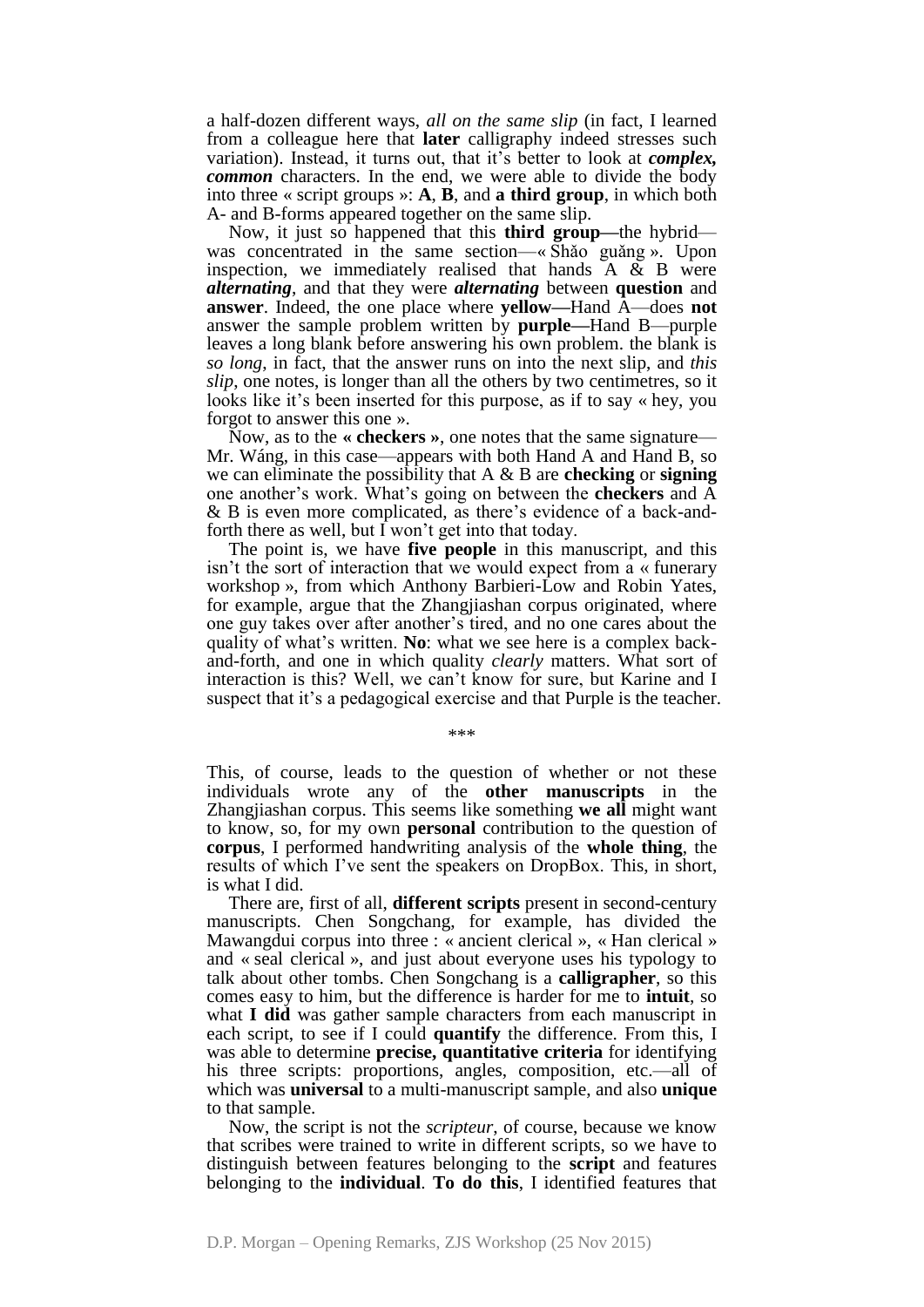a half-dozen different ways, *all on the same slip* (in fact, I learned from a colleague here that **later** calligraphy indeed stresses such variation). Instead, it turns out, that it's better to look at ***complex, common*** characters. In the end, we were able to divide the body into three « script groups »: **A**, **B**, and **a third group**, in which both A- and B-forms appeared together on the same slip.

Now, it just so happened that this **third group—**the hybrid—was concentrated in the same section—« Shǎo guǎng ». Upon inspection, we immediately realised that hands A & B were ***alternating***, and that they were ***alternating*** between **question** and **answer**. Indeed, the one place where **yellow—**Hand A—does **not** answer the sample problem written by **purple—**Hand B—purple leaves a long blank before answering his own problem. the blank is *so long*, in fact, that the answer runs on into the next slip, and *this slip*, one notes, is longer than all the others by two centimetres, so it looks like it's been inserted for this purpose, as if to say « hey, you forgot to answer this one ».

Now, as to the **« checkers »**, one notes that the same signature—Mr. Wáng, in this case—appears with both Hand A and Hand B, so we can eliminate the possibility that A & B are **checking** or **signing** one another's work. What's going on between the **checkers** and A & B is even more complicated, as there's evidence of a back-and-forth there as well, but I won't get into that today.

The point is, we have **five people** in this manuscript, and this isn't the sort of interaction that we would expect from a « funerary workshop », from which Anthony Barbieri-Low and Robin Yates, for example, argue that the Zhangjiashan corpus originated, where one guy takes over after another's tired, and no one cares about the quality of what's written. **No**: what we see here is a complex back-and-forth, and one in which quality *clearly* matters. What sort of interaction is this? Well, we can't know for sure, but Karine and I suspect that it's a pedagogical exercise and that Purple is the teacher.

\*\*\*

This, of course, leads to the question of whether or not these individuals wrote any of the **other manuscripts** in the Zhangjiashan corpus. This seems like something **we all** might want to know, so, for my own **personal** contribution to the question of **corpus**, I performed handwriting analysis of the **whole thing**, the results of which I've sent the speakers on DropBox. This, in short, is what I did.

There are, first of all, **different scripts** present in second-century manuscripts. Chen Songchang, for example, has divided the Mawangdui corpus into three : « ancient clerical », « Han clerical » and « seal clerical », and just about everyone uses his typology to talk about other tombs. Chen Songchang is a **calligrapher**, so this comes easy to him, but the difference is harder for me to **intuit**, so what **I did** was gather sample characters from each manuscript in each script, to see if I could **quantify** the difference. From this, I was able to determine **precise, quantitative criteria** for identifying his three scripts: proportions, angles, composition, etc.—all of which was **universal** to a multi-manuscript sample, and also **unique** to that sample.

Now, the script is not the *scripteur*, of course, because we know that scribes were trained to write in different scripts, so we have to distinguish between features belonging to the **script** and features belonging to the **individual**. **To do this**, I identified features that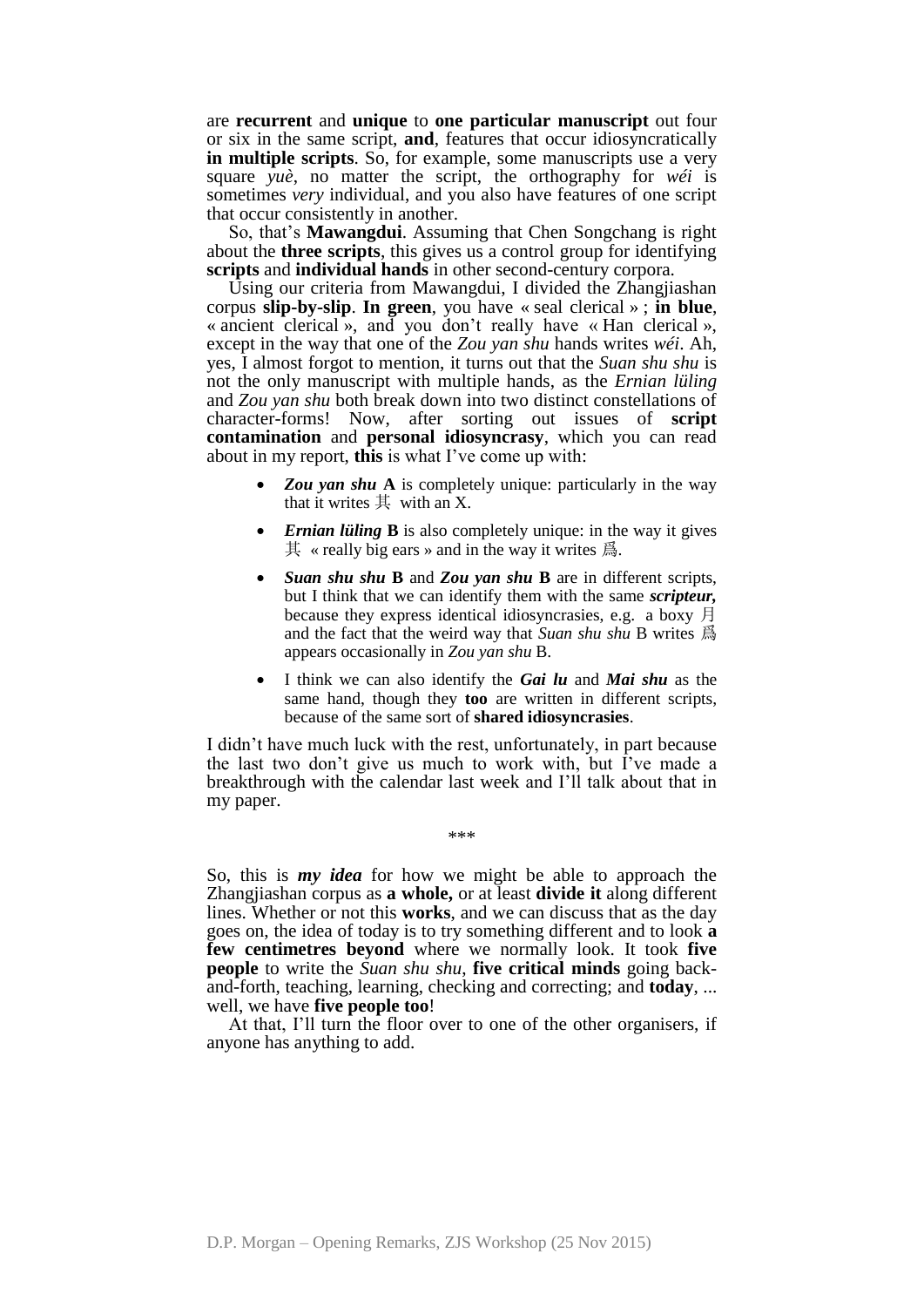are **recurrent** and **unique** to **one particular manuscript** out four or six in the same script, **and**, features that occur idiosyncratically **in multiple scripts**. So, for example, some manuscripts use a very square *yuè*, no matter the script, the orthography for *wéi* is sometimes *very* individual, and you also have features of one script that occur consistently in another.

So, that's **Mawangdui**. Assuming that Chen Songchang is right about the **three scripts**, this gives us a control group for identifying **scripts** and **individual hands** in other second-century corpora.

Using our criteria from Mawangdui, I divided the Zhangjiashan corpus **slip-by-slip**. **In green**, you have « seal clerical » ; **in blue**, « ancient clerical », and you don't really have « Han clerical », except in the way that one of the *Zou yan shu* hands writes *wéi*. Ah, yes, I almost forgot to mention, it turns out that the *Suan shu shu* is not the only manuscript with multiple hands, as the *Ernian lüling* and *Zou yan shu* both break down into two distinct constellations of character-forms! Now, after sorting out issues of **script contamination** and **personal idiosyncrasy**, which you can read about in my report, **this** is what I've come up with:

- ***Zou yan shu* A** is completely unique: particularly in the way that it writes 其 with an X.
- ***Ernian lüling* B** is also completely unique: in the way it gives 其 « really big ears » and in the way it writes 爲.
- ***Suan shu shu* B** and ***Zou yan shu* B** are in different scripts, but I think that we can identify them with the same ***scripteur,*** because they express identical idiosyncrasies, e.g. a boxy 月 and the fact that the weird way that *Suan shu shu* B writes 爲 appears occasionally in *Zou yan shu* B.
- I think we can also identify the ***Gai lu*** and ***Mai shu*** as the same hand, though they **too** are written in different scripts, because of the same sort of **shared idiosyncrasies**.

I didn't have much luck with the rest, unfortunately, in part because the last two don't give us much to work with, but I've made a breakthrough with the calendar last week and I'll talk about that in my paper.

\*\*\*

So, this is ***my idea*** for how we might be able to approach the Zhangjiashan corpus as **a whole,** or at least **divide it** along different lines. Whether or not this **works**, and we can discuss that as the day goes on, the idea of today is to try something different and to look **a few centimetres beyond** where we normally look. It took **five people** to write the *Suan shu shu*, **five critical minds** going back-and-forth, teaching, learning, checking and correcting; and **today**, ... well, we have **five people too**!

At that, I'll turn the floor over to one of the other organisers, if anyone has anything to add.